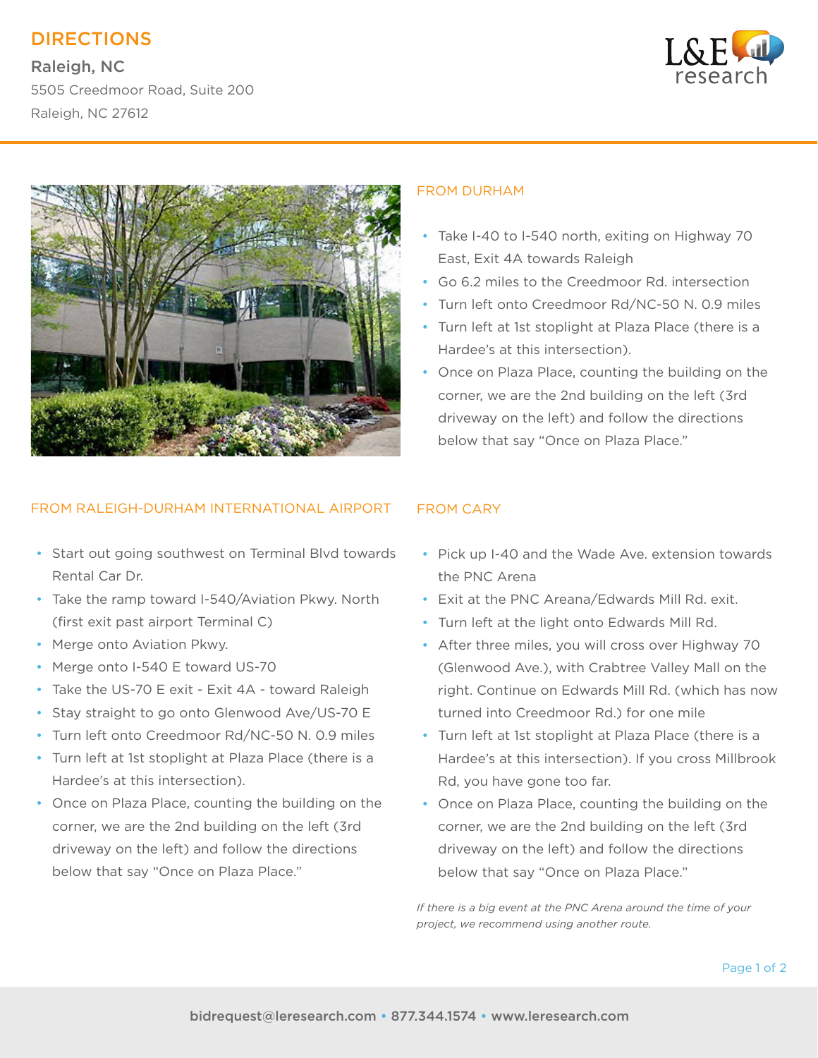# DIRECTIONS

**Raleigh, NC**

5505 Creedmoor Road, Suite 200

Raleigh, NC 27612

L&E research

## FROM DURHAM

- Take I-40 to I-540 north, exiting on Highway 70 East, Exit 4A towards Raleigh
- Go 6.2 miles to the Creedmoor Rd. intersection
- Turn left onto Creedmoor Rd/NC-50 N. 0.9 miles
- Turn left at 1st stoplight at Plaza Place (there is a Hardee's at this intersection).
- Once on Plaza Place, counting the building on the corner, we are the 2nd building on the left (3rd driveway on the left) and follow the directions below that say "Once on Plaza Place."

## FROM RALEIGH-DURHAM INTERNATIONAL AIRPORT

- Start out going southwest on Terminal Blvd towards Rental Car Dr.
- Take the ramp toward I-540/Aviation Pkwy. North (first exit past airport Terminal C)
- Merge onto Aviation Pkwy.
- Merge onto I-540 E toward US-70
- Take the US-70 E exit - Exit 4A - toward Raleigh
- Stay straight to go onto Glenwood Ave/US-70 E
- Turn left onto Creedmoor Rd/NC-50 N. 0.9 miles
- Turn left at 1st stoplight at Plaza Place (there is a Hardee's at this intersection).
- Once on Plaza Place, counting the building on the corner, we are the 2nd building on the left (3rd driveway on the left) and follow the directions below that say "Once on Plaza Place."

## FROM CARY

- Pick up I-40 and the Wade Ave. extension towards the PNC Arena
- Exit at the PNC Areana/Edwards Mill Rd. exit.
- Turn left at the light onto Edwards Mill Rd.
- After three miles, you will cross over Highway 70 (Glenwood Ave.), with Crabtree Valley Mall on the right. Continue on Edwards Mill Rd. (which has now turned into Creedmoor Rd.) for one mile
- Turn left at 1st stoplight at Plaza Place (there is a Hardee's at this intersection). If you cross Millbrook Rd, you have gone too far.
- Once on Plaza Place, counting the building on the corner, we are the 2nd building on the left (3rd driveway on the left) and follow the directions below that say "Once on Plaza Place."

*If there is a big event at the PNC Arena around the time of your project, we recommend using another route.*

bidrequest@leresearch.com • 877.344.1574 • www.leresearch.com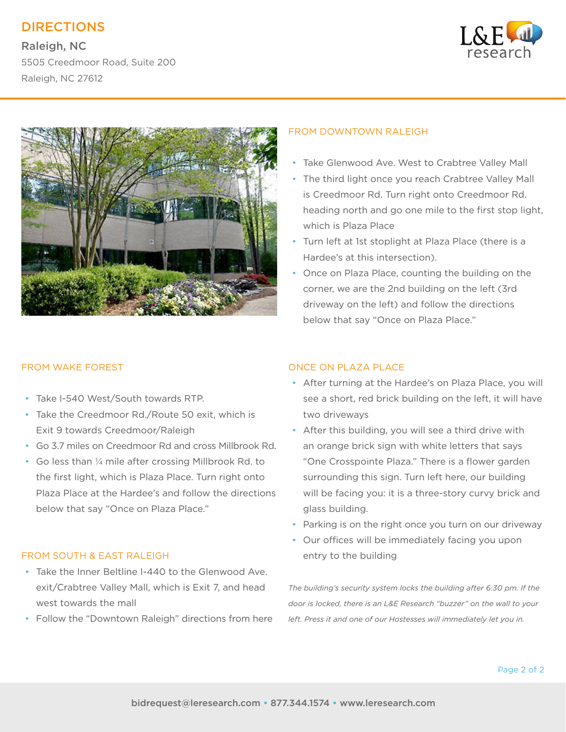# DIRECTIONS

**Raleigh, NC**

5505 Creedmoor Road, Suite 200

Raleigh, NC 27612

## FROM DOWNTOWN RALEIGH

- Take Glenwood Ave. West to Crabtree Valley Mall
- The third light once you reach Crabtree Valley Mall is Creedmoor Rd. Turn right onto Creedmoor Rd. heading north and go one mile to the first stop light, which is Plaza Place
- Turn left at 1st stoplight at Plaza Place (there is a Hardee's at this intersection).
- Once on Plaza Place, counting the building on the corner, we are the 2nd building on the left (3rd driveway on the left) and follow the directions below that say "Once on Plaza Place."

## FROM WAKE FOREST

- Take I-540 West/South towards RTP.
- Take the Creedmoor Rd./Route 50 exit, which is Exit 9 towards Creedmoor/Raleigh
- Go 3.7 miles on Creedmoor Rd and cross Millbrook Rd.
- Go less than ¼ mile after crossing Millbrook Rd. to the first light, which is Plaza Place. Turn right onto Plaza Place at the Hardee's and follow the directions below that say "Once on Plaza Place."

## FROM SOUTH & EAST RALEIGH

- Take the Inner Beltline I-440 to the Glenwood Ave. exit/Crabtree Valley Mall, which is Exit 7, and head west towards the mall
- Follow the "Downtown Raleigh" directions from here

## ONCE ON PLAZA PLACE

- After turning at the Hardee's on Plaza Place, you will see a short, red brick building on the left, it will have two driveways
- After this building, you will see a third drive with an orange brick sign with white letters that says "One Crosspointe Plaza." There is a flower garden surrounding this sign. Turn left here, our building will be facing you: it is a three-story curvy brick and glass building.
- Parking is on the right once you turn on our driveway
- Our offices will be immediately facing you upon entry to the building

*The building's security system locks the building after 6:30 pm. If the door is locked, there is an L&E Research "buzzer" on the wall to your left. Press it and one of our Hostesses will immediately let you in.*

bidrequest@leresearch.com • 877.344.1574 • www.leresearch.com